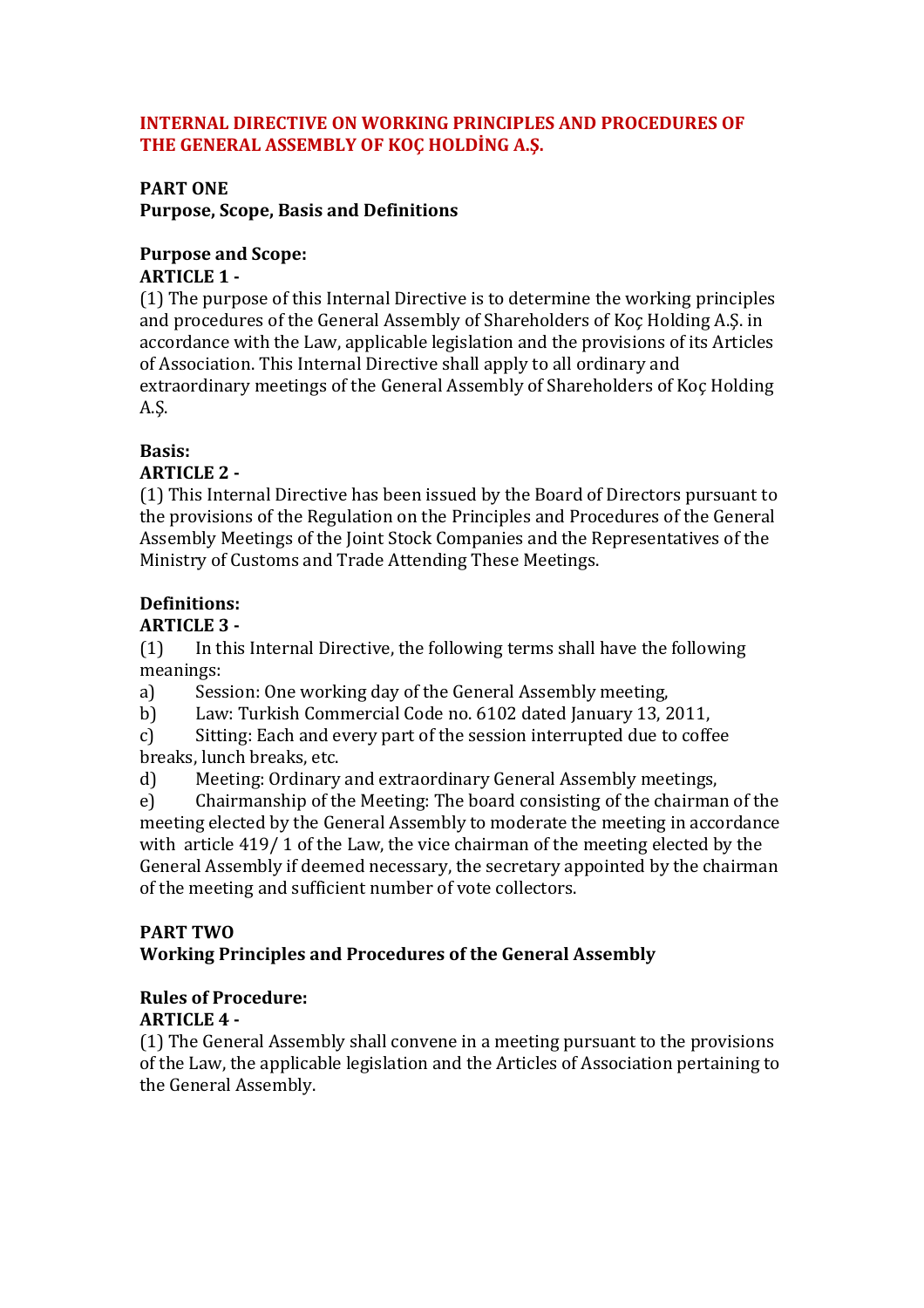# INTERNAL DIRECTIVE ON WORKING PRINCIPLES AND PROCEDURES OF THE GENERAL ASSEMBLY OF KOÇ HOLDİNG A.Ş.

## PART ONE
## Purpose, Scope, Basis and Definitions

### Purpose and Scope:
**ARTICLE 1 -**

(1) The purpose of this Internal Directive is to determine the working principles and procedures of the General Assembly of Shareholders of Koç Holding A.Ş. in accordance with the Law, applicable legislation and the provisions of its Articles of Association. This Internal Directive shall apply to all ordinary and extraordinary meetings of the General Assembly of Shareholders of Koç Holding A.Ş.

### Basis:
**ARTICLE 2 -**

(1) This Internal Directive has been issued by the Board of Directors pursuant to the provisions of the Regulation on the Principles and Procedures of the General Assembly Meetings of the Joint Stock Companies and the Representatives of the Ministry of Customs and Trade Attending These Meetings.

### Definitions:
**ARTICLE 3 -**

(1) In this Internal Directive, the following terms shall have the following meanings:

a) Session: One working day of the General Assembly meeting,

b) Law: Turkish Commercial Code no. 6102 dated January 13, 2011,

c) Sitting: Each and every part of the session interrupted due to coffee breaks, lunch breaks, etc.

d) Meeting: Ordinary and extraordinary General Assembly meetings,

e) Chairmanship of the Meeting: The board consisting of the chairman of the meeting elected by the General Assembly to moderate the meeting in accordance with article 419/ 1 of the Law, the vice chairman of the meeting elected by the General Assembly if deemed necessary, the secretary appointed by the chairman of the meeting and sufficient number of vote collectors.

## PART TWO
## Working Principles and Procedures of the General Assembly

### Rules of Procedure:
**ARTICLE 4 -**

(1) The General Assembly shall convene in a meeting pursuant to the provisions of the Law, the applicable legislation and the Articles of Association pertaining to the General Assembly.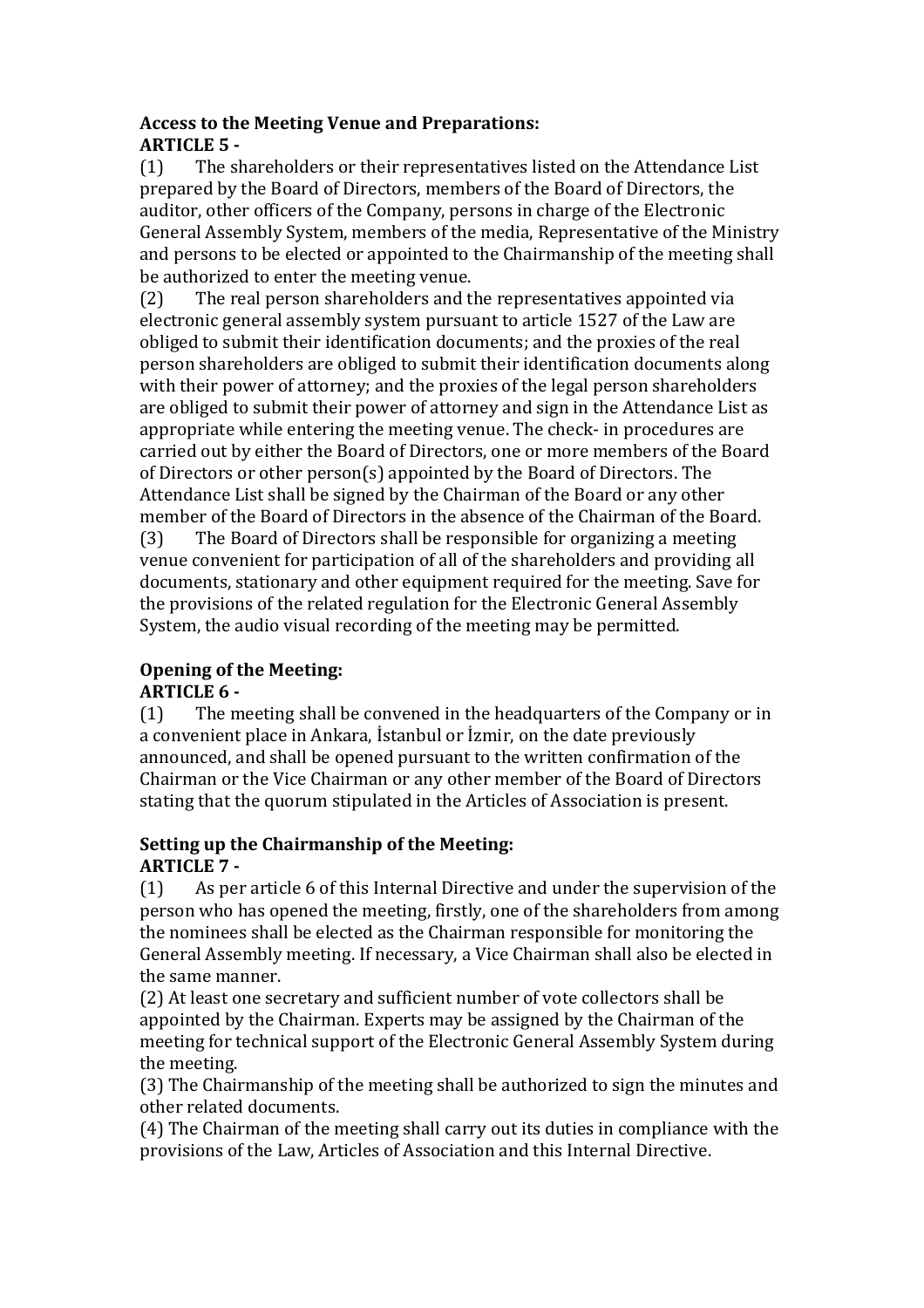**Access to the Meeting Venue and Preparations:**
**ARTICLE 5 -**

(1) The shareholders or their representatives listed on the Attendance List prepared by the Board of Directors, members of the Board of Directors, the auditor, other officers of the Company, persons in charge of the Electronic General Assembly System, members of the media, Representative of the Ministry and persons to be elected or appointed to the Chairmanship of the meeting shall be authorized to enter the meeting venue.

(2) The real person shareholders and the representatives appointed via electronic general assembly system pursuant to article 1527 of the Law are obliged to submit their identification documents; and the proxies of the real person shareholders are obliged to submit their identification documents along with their power of attorney; and the proxies of the legal person shareholders are obliged to submit their power of attorney and sign in the Attendance List as appropriate while entering the meeting venue. The check- in procedures are carried out by either the Board of Directors, one or more members of the Board of Directors or other person(s) appointed by the Board of Directors. The Attendance List shall be signed by the Chairman of the Board or any other member of the Board of Directors in the absence of the Chairman of the Board.

(3) The Board of Directors shall be responsible for organizing a meeting venue convenient for participation of all of the shareholders and providing all documents, stationary and other equipment required for the meeting. Save for the provisions of the related regulation for the Electronic General Assembly System, the audio visual recording of the meeting may be permitted.

**Opening of the Meeting:**
**ARTICLE 6 -**

(1) The meeting shall be convened in the headquarters of the Company or in a convenient place in Ankara, İstanbul or İzmir, on the date previously announced, and shall be opened pursuant to the written confirmation of the Chairman or the Vice Chairman or any other member of the Board of Directors stating that the quorum stipulated in the Articles of Association is present.

**Setting up the Chairmanship of the Meeting:**
**ARTICLE 7 -**

(1) As per article 6 of this Internal Directive and under the supervision of the person who has opened the meeting, firstly, one of the shareholders from among the nominees shall be elected as the Chairman responsible for monitoring the General Assembly meeting. If necessary, a Vice Chairman shall also be elected in the same manner.

(2) At least one secretary and sufficient number of vote collectors shall be appointed by the Chairman. Experts may be assigned by the Chairman of the meeting for technical support of the Electronic General Assembly System during the meeting.

(3) The Chairmanship of the meeting shall be authorized to sign the minutes and other related documents.

(4) The Chairman of the meeting shall carry out its duties in compliance with the provisions of the Law, Articles of Association and this Internal Directive.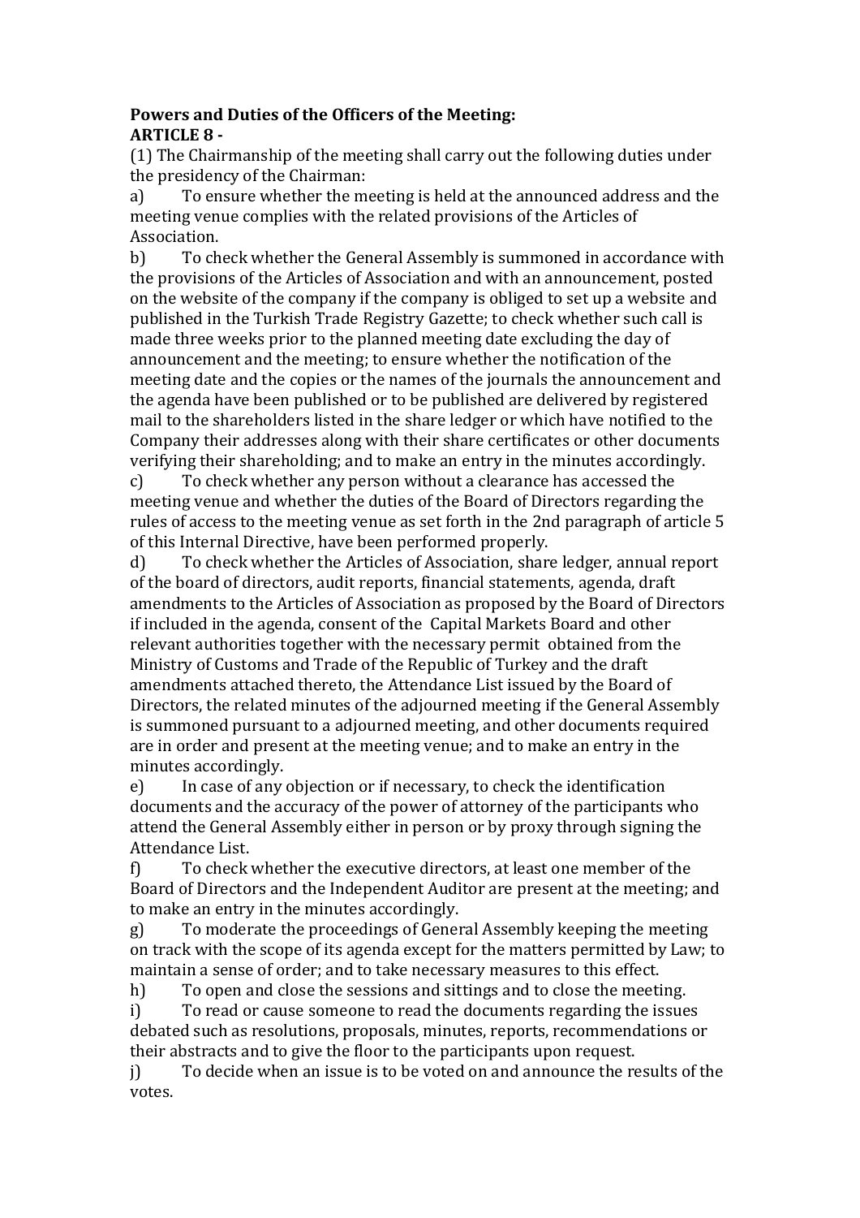**Powers and Duties of the Officers of the Meeting:**
**ARTICLE 8 -**

(1) The Chairmanship of the meeting shall carry out the following duties under the presidency of the Chairman:

a) To ensure whether the meeting is held at the announced address and the meeting venue complies with the related provisions of the Articles of Association.

b) To check whether the General Assembly is summoned in accordance with the provisions of the Articles of Association and with an announcement, posted on the website of the company if the company is obliged to set up a website and published in the Turkish Trade Registry Gazette; to check whether such call is made three weeks prior to the planned meeting date excluding the day of announcement and the meeting; to ensure whether the notification of the meeting date and the copies or the names of the journals the announcement and the agenda have been published or to be published are delivered by registered mail to the shareholders listed in the share ledger or which have notified to the Company their addresses along with their share certificates or other documents verifying their shareholding; and to make an entry in the minutes accordingly.

c) To check whether any person without a clearance has accessed the meeting venue and whether the duties of the Board of Directors regarding the rules of access to the meeting venue as set forth in the 2nd paragraph of article 5 of this Internal Directive, have been performed properly.

d) To check whether the Articles of Association, share ledger, annual report of the board of directors, audit reports, financial statements, agenda, draft amendments to the Articles of Association as proposed by the Board of Directors if included in the agenda, consent of the Capital Markets Board and other relevant authorities together with the necessary permit obtained from the Ministry of Customs and Trade of the Republic of Turkey and the draft amendments attached thereto, the Attendance List issued by the Board of Directors, the related minutes of the adjourned meeting if the General Assembly is summoned pursuant to a adjourned meeting, and other documents required are in order and present at the meeting venue; and to make an entry in the minutes accordingly.

e) In case of any objection or if necessary, to check the identification documents and the accuracy of the power of attorney of the participants who attend the General Assembly either in person or by proxy through signing the Attendance List.

f) To check whether the executive directors, at least one member of the Board of Directors and the Independent Auditor are present at the meeting; and to make an entry in the minutes accordingly.

g) To moderate the proceedings of General Assembly keeping the meeting on track with the scope of its agenda except for the matters permitted by Law; to maintain a sense of order; and to take necessary measures to this effect.

h) To open and close the sessions and sittings and to close the meeting.

i) To read or cause someone to read the documents regarding the issues debated such as resolutions, proposals, minutes, reports, recommendations or their abstracts and to give the floor to the participants upon request.

j) To decide when an issue is to be voted on and announce the results of the votes.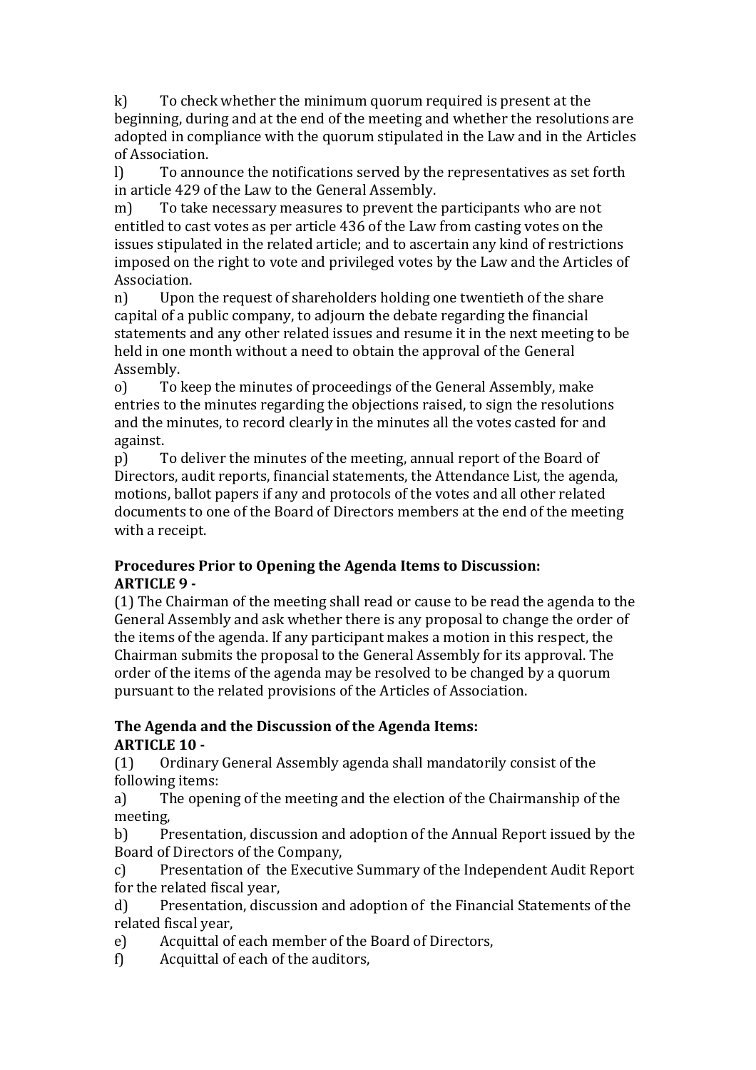k) To check whether the minimum quorum required is present at the beginning, during and at the end of the meeting and whether the resolutions are adopted in compliance with the quorum stipulated in the Law and in the Articles of Association.

l) To announce the notifications served by the representatives as set forth in article 429 of the Law to the General Assembly.

m) To take necessary measures to prevent the participants who are not entitled to cast votes as per article 436 of the Law from casting votes on the issues stipulated in the related article; and to ascertain any kind of restrictions imposed on the right to vote and privileged votes by the Law and the Articles of Association.

n) Upon the request of shareholders holding one twentieth of the share capital of a public company, to adjourn the debate regarding the financial statements and any other related issues and resume it in the next meeting to be held in one month without a need to obtain the approval of the General Assembly.

o) To keep the minutes of proceedings of the General Assembly, make entries to the minutes regarding the objections raised, to sign the resolutions and the minutes, to record clearly in the minutes all the votes casted for and against.

p) To deliver the minutes of the meeting, annual report of the Board of Directors, audit reports, financial statements, the Attendance List, the agenda, motions, ballot papers if any and protocols of the votes and all other related documents to one of the Board of Directors members at the end of the meeting with a receipt.

**Procedures Prior to Opening the Agenda Items to Discussion:**
**ARTICLE 9 -**

(1) The Chairman of the meeting shall read or cause to be read the agenda to the General Assembly and ask whether there is any proposal to change the order of the items of the agenda. If any participant makes a motion in this respect, the Chairman submits the proposal to the General Assembly for its approval. The order of the items of the agenda may be resolved to be changed by a quorum pursuant to the related provisions of the Articles of Association.

**The Agenda and the Discussion of the Agenda Items:**
**ARTICLE 10 -**

(1) Ordinary General Assembly agenda shall mandatorily consist of the following items:

a) The opening of the meeting and the election of the Chairmanship of the meeting,

b) Presentation, discussion and adoption of the Annual Report issued by the Board of Directors of the Company,

c) Presentation of the Executive Summary of the Independent Audit Report for the related fiscal year,

d) Presentation, discussion and adoption of the Financial Statements of the related fiscal year,

e) Acquittal of each member of the Board of Directors,

f) Acquittal of each of the auditors,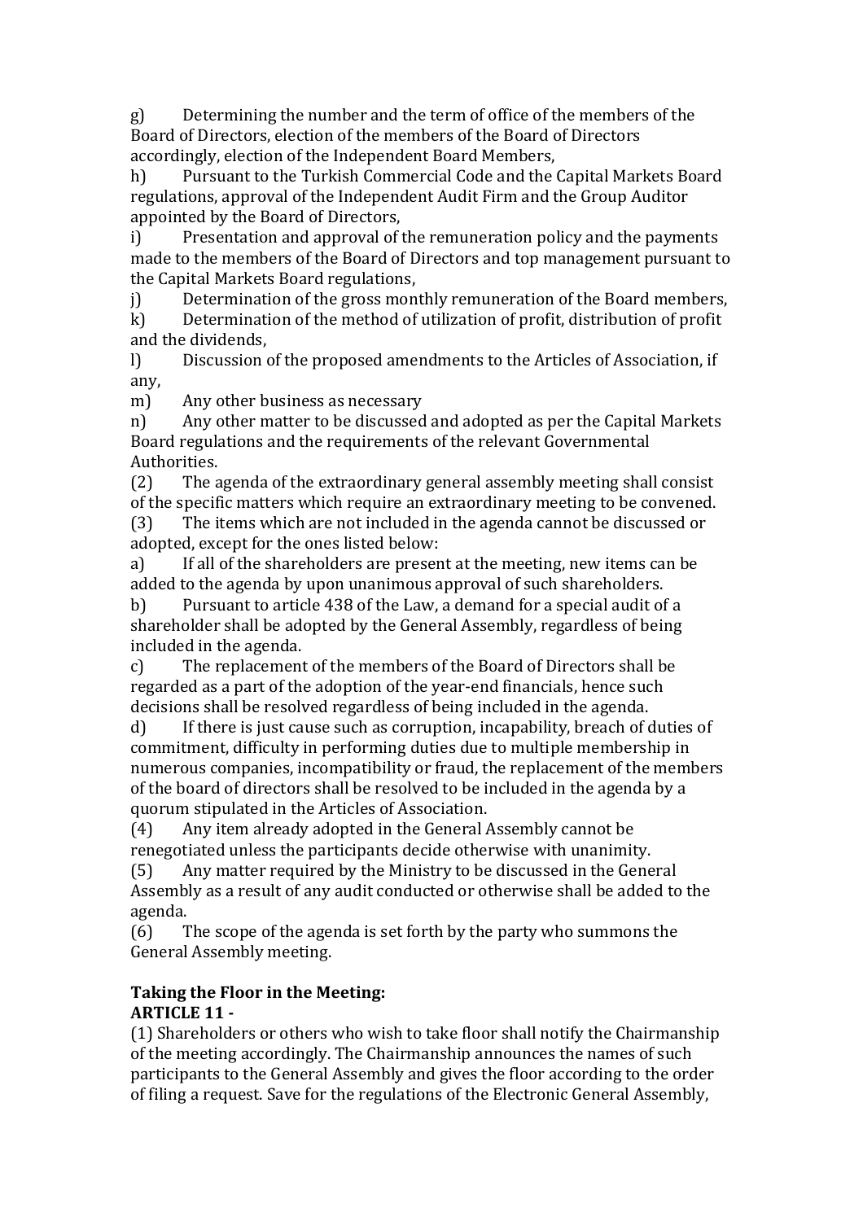g) Determining the number and the term of office of the members of the Board of Directors, election of the members of the Board of Directors accordingly, election of the Independent Board Members,

h) Pursuant to the Turkish Commercial Code and the Capital Markets Board regulations, approval of the Independent Audit Firm and the Group Auditor appointed by the Board of Directors,

i) Presentation and approval of the remuneration policy and the payments made to the members of the Board of Directors and top management pursuant to the Capital Markets Board regulations,

j) Determination of the gross monthly remuneration of the Board members,

k) Determination of the method of utilization of profit, distribution of profit and the dividends,

l) Discussion of the proposed amendments to the Articles of Association, if any,

m) Any other business as necessary

n) Any other matter to be discussed and adopted as per the Capital Markets Board regulations and the requirements of the relevant Governmental Authorities.

(2) The agenda of the extraordinary general assembly meeting shall consist of the specific matters which require an extraordinary meeting to be convened.

(3) The items which are not included in the agenda cannot be discussed or adopted, except for the ones listed below:

a) If all of the shareholders are present at the meeting, new items can be added to the agenda by upon unanimous approval of such shareholders.

b) Pursuant to article 438 of the Law, a demand for a special audit of a shareholder shall be adopted by the General Assembly, regardless of being included in the agenda.

c) The replacement of the members of the Board of Directors shall be regarded as a part of the adoption of the year-end financials, hence such decisions shall be resolved regardless of being included in the agenda.

d) If there is just cause such as corruption, incapability, breach of duties of commitment, difficulty in performing duties due to multiple membership in numerous companies, incompatibility or fraud, the replacement of the members of the board of directors shall be resolved to be included in the agenda by a quorum stipulated in the Articles of Association.

(4) Any item already adopted in the General Assembly cannot be renegotiated unless the participants decide otherwise with unanimity.

(5) Any matter required by the Ministry to be discussed in the General Assembly as a result of any audit conducted or otherwise shall be added to the agenda.

(6) The scope of the agenda is set forth by the party who summons the General Assembly meeting.

**Taking the Floor in the Meeting:**
**ARTICLE 11 -**

(1) Shareholders or others who wish to take floor shall notify the Chairmanship of the meeting accordingly. The Chairmanship announces the names of such participants to the General Assembly and gives the floor according to the order of filing a request. Save for the regulations of the Electronic General Assembly,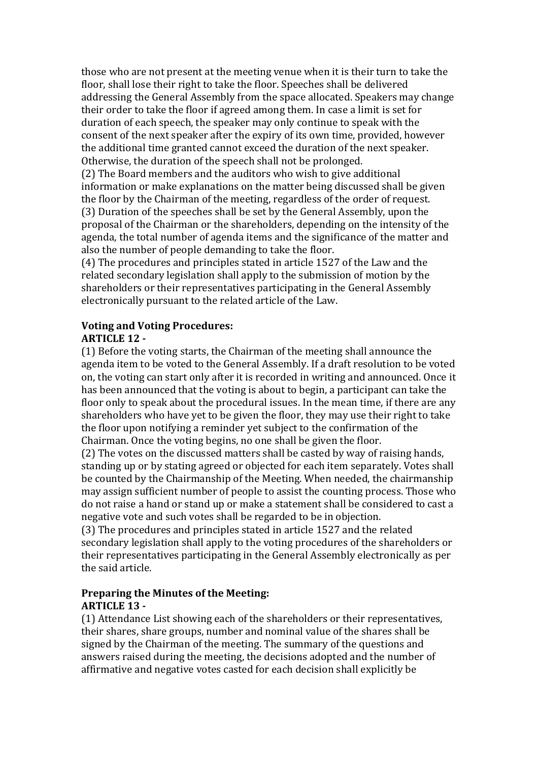those who are not present at the meeting venue when it is their turn to take the floor, shall lose their right to take the floor. Speeches shall be delivered addressing the General Assembly from the space allocated. Speakers may change their order to take the floor if agreed among them. In case a limit is set for duration of each speech, the speaker may only continue to speak with the consent of the next speaker after the expiry of its own time, provided, however the additional time granted cannot exceed the duration of the next speaker. Otherwise, the duration of the speech shall not be prolonged.

(2) The Board members and the auditors who wish to give additional information or make explanations on the matter being discussed shall be given the floor by the Chairman of the meeting, regardless of the order of request.

(3) Duration of the speeches shall be set by the General Assembly, upon the proposal of the Chairman or the shareholders, depending on the intensity of the agenda, the total number of agenda items and the significance of the matter and also the number of people demanding to take the floor.

(4) The procedures and principles stated in article 1527 of the Law and the related secondary legislation shall apply to the submission of motion by the shareholders or their representatives participating in the General Assembly electronically pursuant to the related article of the Law.

**Voting and Voting Procedures:**
**ARTICLE 12 -**

(1) Before the voting starts, the Chairman of the meeting shall announce the agenda item to be voted to the General Assembly. If a draft resolution to be voted on, the voting can start only after it is recorded in writing and announced. Once it has been announced that the voting is about to begin, a participant can take the floor only to speak about the procedural issues. In the mean time, if there are any shareholders who have yet to be given the floor, they may use their right to take the floor upon notifying a reminder yet subject to the confirmation of the Chairman. Once the voting begins, no one shall be given the floor.

(2) The votes on the discussed matters shall be casted by way of raising hands, standing up or by stating agreed or objected for each item separately. Votes shall be counted by the Chairmanship of the Meeting. When needed, the chairmanship may assign sufficient number of people to assist the counting process. Those who do not raise a hand or stand up or make a statement shall be considered to cast a negative vote and such votes shall be regarded to be in objection.

(3) The procedures and principles stated in article 1527 and the related secondary legislation shall apply to the voting procedures of the shareholders or their representatives participating in the General Assembly electronically as per the said article.

**Preparing the Minutes of the Meeting:**
**ARTICLE 13 -**

(1) Attendance List showing each of the shareholders or their representatives, their shares, share groups, number and nominal value of the shares shall be signed by the Chairman of the meeting. The summary of the questions and answers raised during the meeting, the decisions adopted and the number of affirmative and negative votes casted for each decision shall explicitly be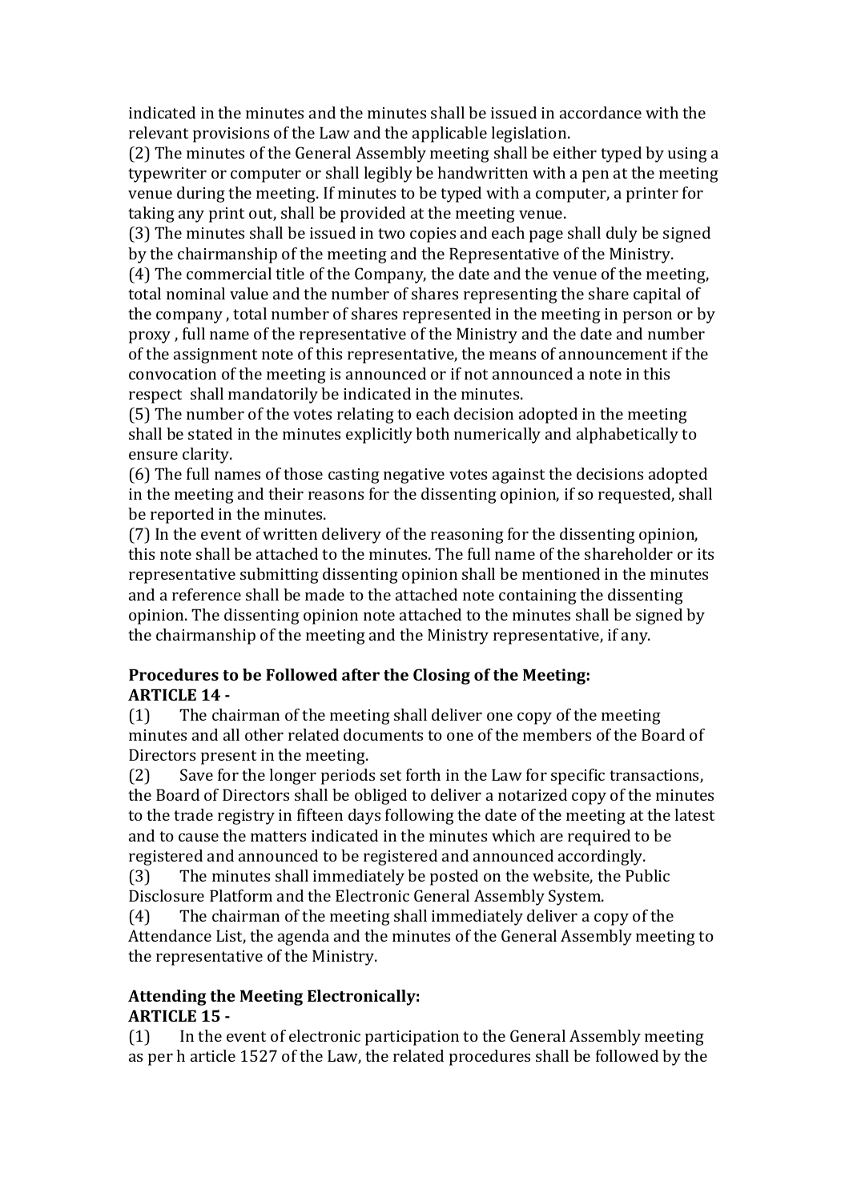indicated in the minutes and the minutes shall be issued in accordance with the relevant provisions of the Law and the applicable legislation.

(2) The minutes of the General Assembly meeting shall be either typed by using a typewriter or computer or shall legibly be handwritten with a pen at the meeting venue during the meeting. If minutes to be typed with a computer, a printer for taking any print out, shall be provided at the meeting venue.

(3) The minutes shall be issued in two copies and each page shall duly be signed by the chairmanship of the meeting and the Representative of the Ministry.

(4) The commercial title of the Company, the date and the venue of the meeting, total nominal value and the number of shares representing the share capital of the company , total number of shares represented in the meeting in person or by proxy , full name of the representative of the Ministry and the date and number of the assignment note of this representative, the means of announcement if the convocation of the meeting is announced or if not announced a note in this respect shall mandatorily be indicated in the minutes.

(5) The number of the votes relating to each decision adopted in the meeting shall be stated in the minutes explicitly both numerically and alphabetically to ensure clarity.

(6) The full names of those casting negative votes against the decisions adopted in the meeting and their reasons for the dissenting opinion, if so requested, shall be reported in the minutes.

(7) In the event of written delivery of the reasoning for the dissenting opinion, this note shall be attached to the minutes. The full name of the shareholder or its representative submitting dissenting opinion shall be mentioned in the minutes and a reference shall be made to the attached note containing the dissenting opinion. The dissenting opinion note attached to the minutes shall be signed by the chairmanship of the meeting and the Ministry representative, if any.

**Procedures to be Followed after the Closing of the Meeting:**
**ARTICLE 14 -**

(1) The chairman of the meeting shall deliver one copy of the meeting minutes and all other related documents to one of the members of the Board of Directors present in the meeting.

(2) Save for the longer periods set forth in the Law for specific transactions, the Board of Directors shall be obliged to deliver a notarized copy of the minutes to the trade registry in fifteen days following the date of the meeting at the latest and to cause the matters indicated in the minutes which are required to be registered and announced to be registered and announced accordingly.

(3) The minutes shall immediately be posted on the website, the Public Disclosure Platform and the Electronic General Assembly System.

(4) The chairman of the meeting shall immediately deliver a copy of the Attendance List, the agenda and the minutes of the General Assembly meeting to the representative of the Ministry.

**Attending the Meeting Electronically:**
**ARTICLE 15 -**

(1) In the event of electronic participation to the General Assembly meeting as per h article 1527 of the Law, the related procedures shall be followed by the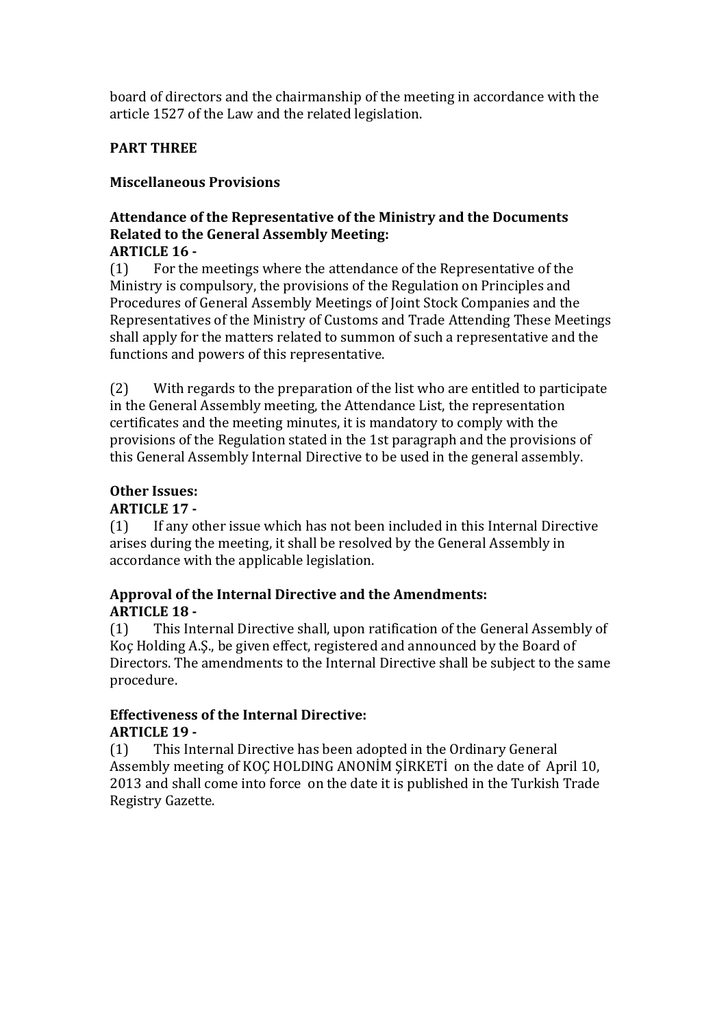board of directors and the chairmanship of the meeting in accordance with the article 1527 of the Law and the related legislation.

## PART THREE

## Miscellaneous Provisions

### Attendance of the Representative of the Ministry and the Documents Related to the General Assembly Meeting:

**ARTICLE 16 -**

(1) For the meetings where the attendance of the Representative of the Ministry is compulsory, the provisions of the Regulation on Principles and Procedures of General Assembly Meetings of Joint Stock Companies and the Representatives of the Ministry of Customs and Trade Attending These Meetings shall apply for the matters related to summon of such a representative and the functions and powers of this representative.

(2) With regards to the preparation of the list who are entitled to participate in the General Assembly meeting, the Attendance List, the representation certificates and the meeting minutes, it is mandatory to comply with the provisions of the Regulation stated in the 1st paragraph and the provisions of this General Assembly Internal Directive to be used in the general assembly.

### Other Issues:

**ARTICLE 17 -**

(1) If any other issue which has not been included in this Internal Directive arises during the meeting, it shall be resolved by the General Assembly in accordance with the applicable legislation.

### Approval of the Internal Directive and the Amendments:

**ARTICLE 18 -**

(1) This Internal Directive shall, upon ratification of the General Assembly of Koç Holding A.Ş., be given effect, registered and announced by the Board of Directors. The amendments to the Internal Directive shall be subject to the same procedure.

### Effectiveness of the Internal Directive:

**ARTICLE 19 -**

(1) This Internal Directive has been adopted in the Ordinary General Assembly meeting of KOÇ HOLDING ANONİM ŞİRKETİ on the date of April 10, 2013 and shall come into force on the date it is published in the Turkish Trade Registry Gazette.